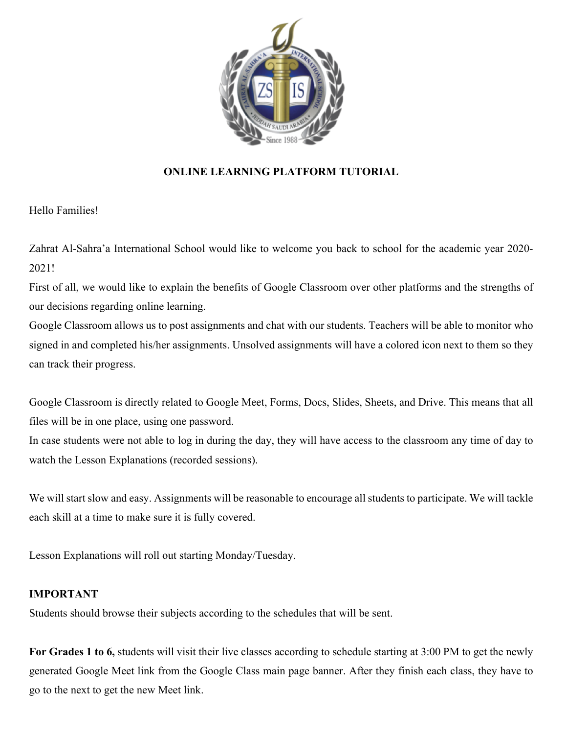# ONLINE LEARNING PLATFORM TUTORIAL

Hello Families!

Zahrat Al-Sahra'a International School would like to welcome you back to school for the academic year 2020-2021!

First of all, we would like to explain the benefits of Google Classroom over other platforms and the strengths of our decisions regarding online learning.

Google Classroom allows us to post assignments and chat with our students. Teachers will be able to monitor who signed in and completed his/her assignments. Unsolved assignments will have a colored icon next to them so they can track their progress.

Google Classroom is directly related to Google Meet, Forms, Docs, Slides, Sheets, and Drive. This means that all files will be in one place, using one password.

In case students were not able to log in during the day, they will have access to the classroom any time of day to watch the Lesson Explanations (recorded sessions).

We will start slow and easy. Assignments will be reasonable to encourage all students to participate. We will tackle each skill at a time to make sure it is fully covered.

Lesson Explanations will roll out starting Monday/Tuesday.

**IMPORTANT**

Students should browse their subjects according to the schedules that will be sent.

**For Grades 1 to 6,** students will visit their live classes according to schedule starting at 3:00 PM to get the newly generated Google Meet link from the Google Class main page banner. After they finish each class, they have to go to the next to get the new Meet link.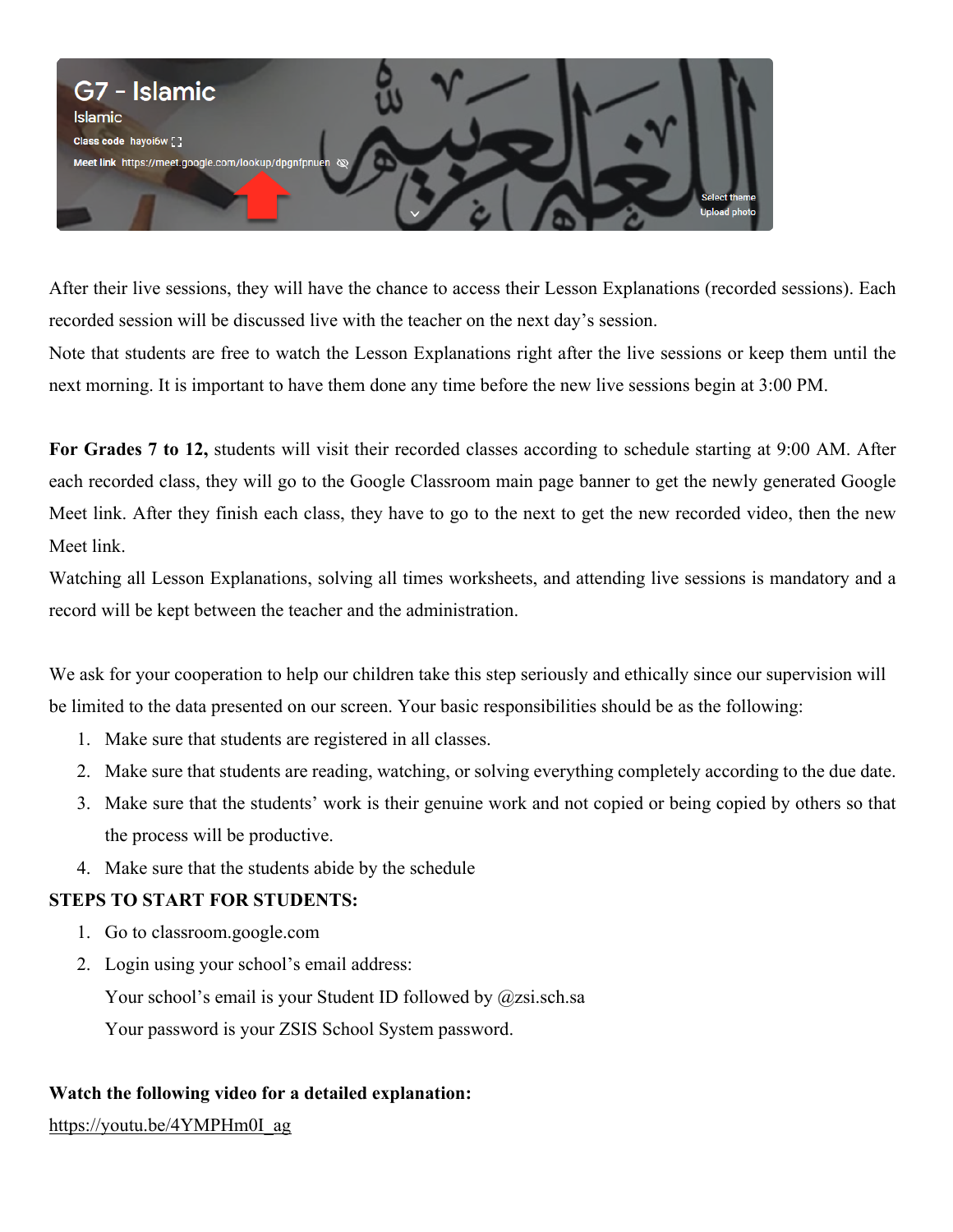After their live sessions, they will have the chance to access their Lesson Explanations (recorded sessions). Each recorded session will be discussed live with the teacher on the next day's session.

Note that students are free to watch the Lesson Explanations right after the live sessions or keep them until the next morning. It is important to have them done any time before the new live sessions begin at 3:00 PM.

**For Grades 7 to 12,** students will visit their recorded classes according to schedule starting at 9:00 AM. After each recorded class, they will go to the Google Classroom main page banner to get the newly generated Google Meet link. After they finish each class, they have to go to the next to get the new recorded video, then the new Meet link.

Watching all Lesson Explanations, solving all times worksheets, and attending live sessions is mandatory and a record will be kept between the teacher and the administration.

We ask for your cooperation to help our children take this step seriously and ethically since our supervision will be limited to the data presented on our screen. Your basic responsibilities should be as the following:

1. Make sure that students are registered in all classes.
2. Make sure that students are reading, watching, or solving everything completely according to the due date.
3. Make sure that the students' work is their genuine work and not copied or being copied by others so that the process will be productive.
4. Make sure that the students abide by the schedule

**STEPS TO START FOR STUDENTS:**

1. Go to classroom.google.com
2. Login using your school's email address:

   Your school's email is your Student ID followed by @zsi.sch.sa

   Your password is your ZSIS School System password.

**Watch the following video for a detailed explanation:**

https://youtu.be/4YMPHm0I_ag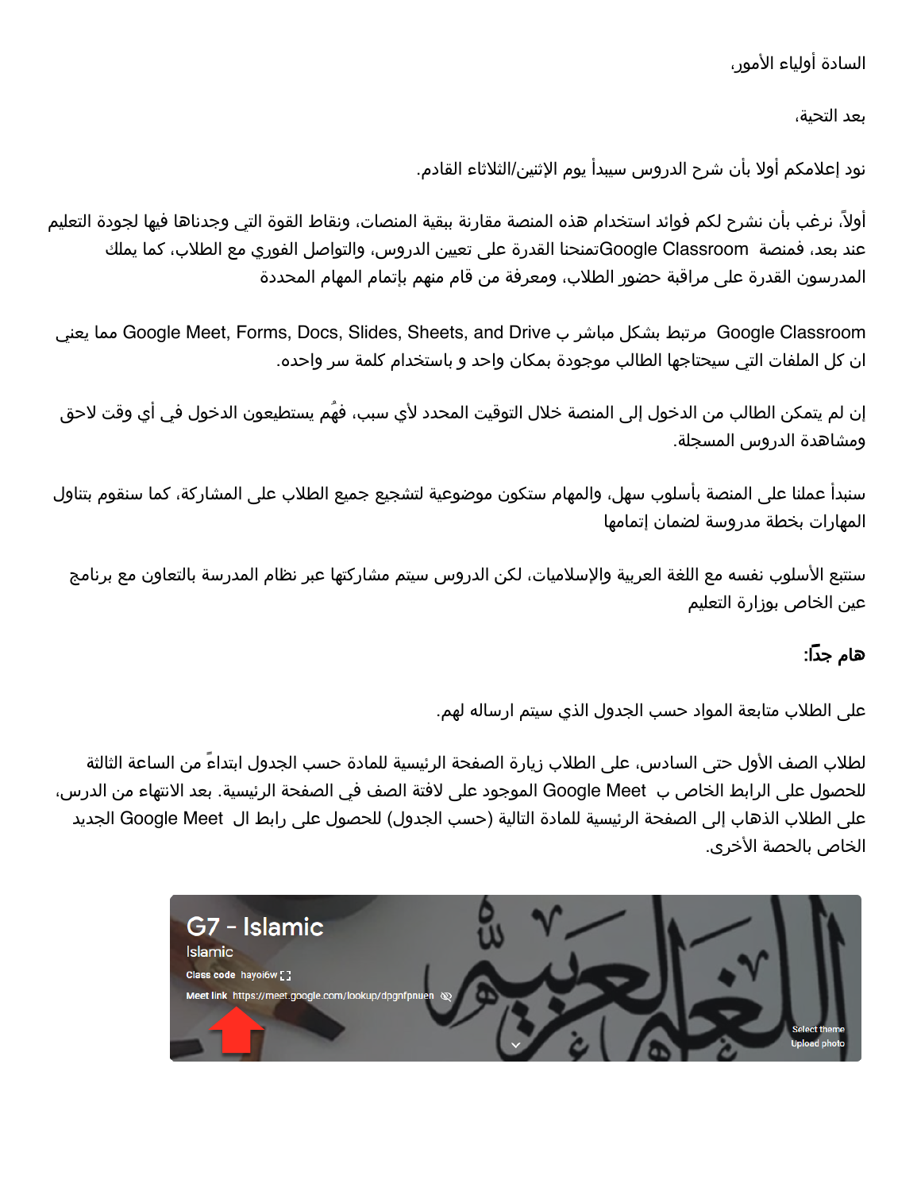السادة أولياء الأمور،

بعد التحية،

نود إعلامكم أولا بأن شرح الدروس سيبدأ يوم الإثنين/الثلاثاء القادم.

أولاً، نرغب بأن نشرح لكم فوائد استخدام هذه المنصة مقارنة ببقية المنصات، ونقاط القوة التي وجدناها فيها لجودة التعليم عند بعد، فمنصة Google Classroom تمنحنا القدرة على تعيين الدروس، والتواصل الفوري مع الطلاب، كما يملك المدرسون القدرة على مراقبة حضور الطلاب، ومعرفة من قام منهم بإتمام المهام المحددة

Google Classroom مرتبط بشكل مباشر ب Google Meet, Forms, Docs, Slides, Sheets, and Drive مما يعني ان كل الملفات التي سيحتاجها الطالب موجودة بمكان واحد و باستخدام كلمة سر واحده.

إن لم يتمكن الطالب من الدخول إلى المنصة خلال التوقيت المحدد لأي سبب، فهُم يستطيعون الدخول في أي وقت لاحق ومشاهدة الدروس المسجلة.

سنبدأ عملنا على المنصة بأسلوب سهل، والمهام ستكون موضوعية لتشجيع جميع الطلاب على المشاركة، كما سنقوم بتناول المهارات بخطة مدروسة لضمان إتمامها

سنتبع الأسلوب نفسه مع اللغة العربية والإسلاميات، لكن الدروس سيتم مشاركتها عبر نظام المدرسة بالتعاون مع برنامج عين الخاص بوزارة التعليم

**هام جداً:**

على الطلاب متابعة المواد حسب الجدول الذي سيتم ارساله لهم.

لطلاب الصف الأول حتى السادس، على الطلاب زيارة الصفحة الرئيسية للمادة حسب الجدول ابتداءً من الساعة الثالثة للحصول على الرابط الخاص ب Google Meet الموجود على لافتة الصف في الصفحة الرئيسية. بعد الانتهاء من الدرس، على الطلاب الذهاب إلى الصفحة الرئيسية للمادة التالية (حسب الجدول) للحصول على رابط ال Google Meet الجديد الخاص بالحصة الأخرى.

G7 - Islamic

Islamic

Class code hayoi6w

Meet link https://meet.google.com/lookup/dpgnfpnuen

Select theme

Upload photo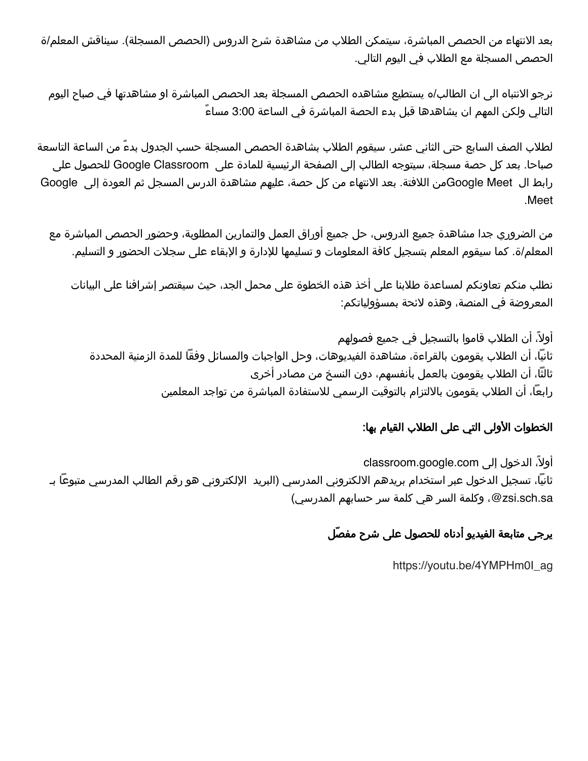بعد الانتهاء من الحصص المباشرة، سيتمكن الطلاب من مشاهدة شرح الدروس (الحصص المسجلة). سيناقش المعلم/ة الحصص المسجلة مع الطلاب في اليوم التالي.

نرجو الانتباه الى ان الطالب/ه يستطيع مشاهده الحصص المسجلة بعد الحصص المباشرة او مشاهدتها في صباح اليوم التالي ولكن المهم ان يشاهدها قبل بدء الحصة المباشرة في الساعة 3:00 مساءً

لطلاب الصف السابع حتى الثاني عشر، سيقوم الطلاب بشاهدة الحصص المسجلة حسب الجدول بدءً من الساعة التاسعة صباحا. بعد كل حصة مسجلة، سيتوجه الطالب إلى الصفحة الرئيسية للمادة على Google Classroom للحصول على رابط ال Google Meetمن اللافتة. بعد الانتهاء من كل حصة، عليهم مشاهدة الدرس المسجل ثم العودة إلى Google Meet.

من الضروري جدا مشاهدة جميع الدروس، حل جميع أوراق العمل والتمارين المطلوبة، وحضور الحصص المباشرة مع المعلم/ة. كما سيقوم المعلم بتسجيل كافة المعلومات و تسليمها للإدارة و الإبقاء على سجلات الحضور و التسليم.

نطلب منكم تعاونكم لمساعدة طلابنا على أخذ هذه الخطوة على محمل الجد، حيث سيقتصر إشرافنا على البيانات المعروضة في المنصة، وهذه لائحة بمسؤولياتكم:

أولاً، أن الطلاب قاموا بالتسجيل في جميع فصولهم
ثانيًا، أن الطلاب يقومون بالقراءة، مشاهدة الفيديوهات، وحل الواجبات والمسائل وفقًا للمدة الزمنية المحددة
ثالثًا، أن الطلاب يقومون بالعمل بأنفسهم، دون النسخ من مصادر أخرى
رابعًا، أن الطلاب يقومون بالالتزام بالتوقيت الرسمي للاستفادة المباشرة من تواجد المعلمين

**الخطوات الأولى التي على الطلاب القيام بها:**

أولاً، الدخول إلى classroom.google.com
ثانيًا، تسجيل الدخول عبر استخدام بريدهم الالكتروني المدرسي (البريد الإلكتروني هو رقم الطالب المدرسي متبوعًا بـ @zsi.sch.sa، وكلمة السر هي كلمة سر حسابهم المدرسي)

**يرجى متابعة الفيديو أدناه للحصول على شرح مفصّل**

https://youtu.be/4YMPHm0I_ag